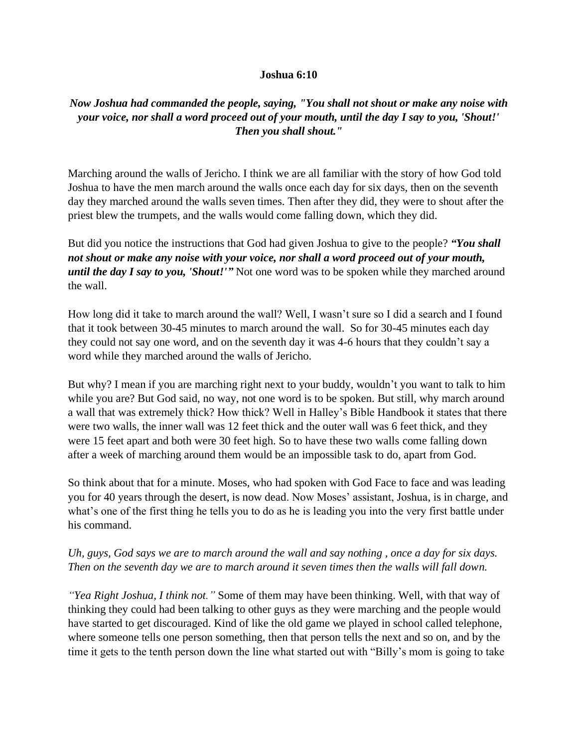**Joshua 6:10**

***Now Joshua had commanded the people, saying, "You shall not shout or make any noise with your voice, nor shall a word proceed out of your mouth, until the day I say to you, 'Shout!' Then you shall shout."***

Marching around the walls of Jericho. I think we are all familiar with the story of how God told Joshua to have the men march around the walls once each day for six days, then on the seventh day they marched around the walls seven times. Then after they did, they were to shout after the priest blew the trumpets, and the walls would come falling down, which they did.

But did you notice the instructions that God had given Joshua to give to the people? ***"You shall not shout or make any noise with your voice, nor shall a word proceed out of your mouth, until the day I say to you, 'Shout!'"*** Not one word was to be spoken while they marched around the wall.

How long did it take to march around the wall? Well, I wasn't sure so I did a search and I found that it took between 30-45 minutes to march around the wall. So for 30-45 minutes each day they could not say one word, and on the seventh day it was 4-6 hours that they couldn't say a word while they marched around the walls of Jericho.

But why? I mean if you are marching right next to your buddy, wouldn't you want to talk to him while you are? But God said, no way, not one word is to be spoken. But still, why march around a wall that was extremely thick? How thick? Well in Halley's Bible Handbook it states that there were two walls, the inner wall was 12 feet thick and the outer wall was 6 feet thick, and they were 15 feet apart and both were 30 feet high. So to have these two walls come falling down after a week of marching around them would be an impossible task to do, apart from God.

So think about that for a minute. Moses, who had spoken with God Face to face and was leading you for 40 years through the desert, is now dead. Now Moses' assistant, Joshua, is in charge, and what's one of the first thing he tells you to do as he is leading you into the very first battle under his command.

*Uh, guys, God says we are to march around the wall and say nothing , once a day for six days. Then on the seventh day we are to march around it seven times then the walls will fall down.*

*"Yea Right Joshua, I think not."* Some of them may have been thinking. Well, with that way of thinking they could had been talking to other guys as they were marching and the people would have started to get discouraged. Kind of like the old game we played in school called telephone, where someone tells one person something, then that person tells the next and so on, and by the time it gets to the tenth person down the line what started out with "Billy's mom is going to take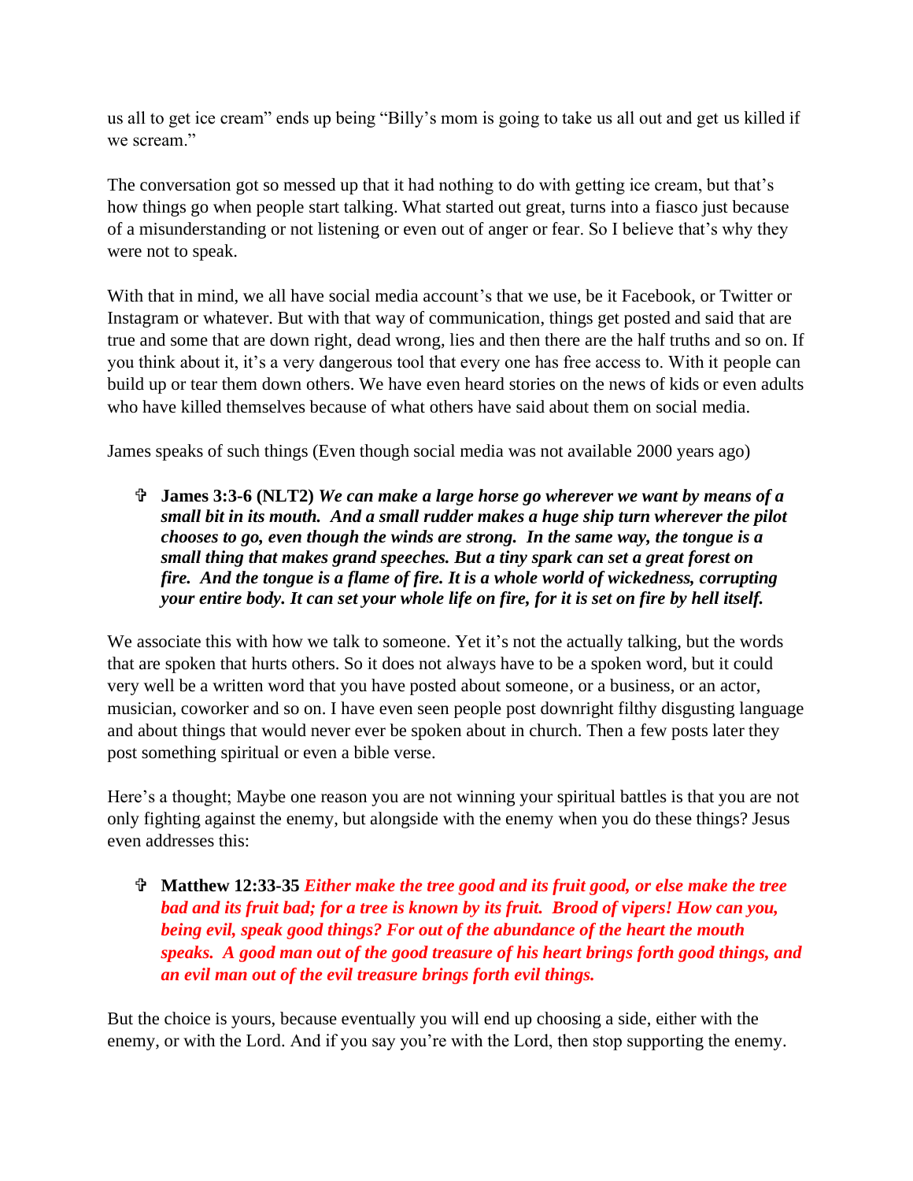us all to get ice cream" ends up being "Billy's mom is going to take us all out and get us killed if we scream."

The conversation got so messed up that it had nothing to do with getting ice cream, but that's how things go when people start talking. What started out great, turns into a fiasco just because of a misunderstanding or not listening or even out of anger or fear. So I believe that's why they were not to speak.

With that in mind, we all have social media account's that we use, be it Facebook, or Twitter or Instagram or whatever. But with that way of communication, things get posted and said that are true and some that are down right, dead wrong, lies and then there are the half truths and so on. If you think about it, it's a very dangerous tool that every one has free access to. With it people can build up or tear them down others. We have even heard stories on the news of kids or even adults who have killed themselves because of what others have said about them on social media.

James speaks of such things (Even though social media was not available 2000 years ago)

- ✞ **James 3:3-6 (NLT2)** ***We can make a large horse go wherever we want by means of a small bit in its mouth. And a small rudder makes a huge ship turn wherever the pilot chooses to go, even though the winds are strong. In the same way, the tongue is a small thing that makes grand speeches. But a tiny spark can set a great forest on fire. And the tongue is a flame of fire. It is a whole world of wickedness, corrupting your entire body. It can set your whole life on fire, for it is set on fire by hell itself.***

We associate this with how we talk to someone. Yet it's not the actually talking, but the words that are spoken that hurts others. So it does not always have to be a spoken word, but it could very well be a written word that you have posted about someone, or a business, or an actor, musician, coworker and so on. I have even seen people post downright filthy disgusting language and about things that would never ever be spoken about in church. Then a few posts later they post something spiritual or even a bible verse.

Here's a thought; Maybe one reason you are not winning your spiritual battles is that you are not only fighting against the enemy, but alongside with the enemy when you do these things? Jesus even addresses this:

- ✞ **Matthew 12:33-35** ***Either make the tree good and its fruit good, or else make the tree bad and its fruit bad; for a tree is known by its fruit. Brood of vipers! How can you, being evil, speak good things? For out of the abundance of the heart the mouth speaks. A good man out of the good treasure of his heart brings forth good things, and an evil man out of the evil treasure brings forth evil things.***

But the choice is yours, because eventually you will end up choosing a side, either with the enemy, or with the Lord. And if you say you're with the Lord, then stop supporting the enemy.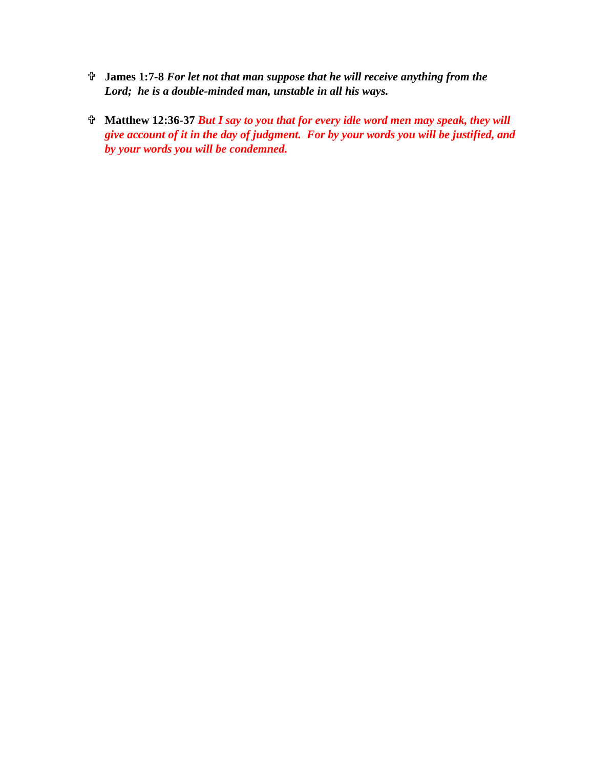- ✞ **James 1:7-8** ***For let not that man suppose that he will receive anything from the Lord;  he is a double-minded man, unstable in all his ways.***

- ✞ **Matthew 12:36-37** ***But I say to you that for every idle word men may speak, they will give account of it in the day of judgment.  For by your words you will be justified, and by your words you will be condemned.***